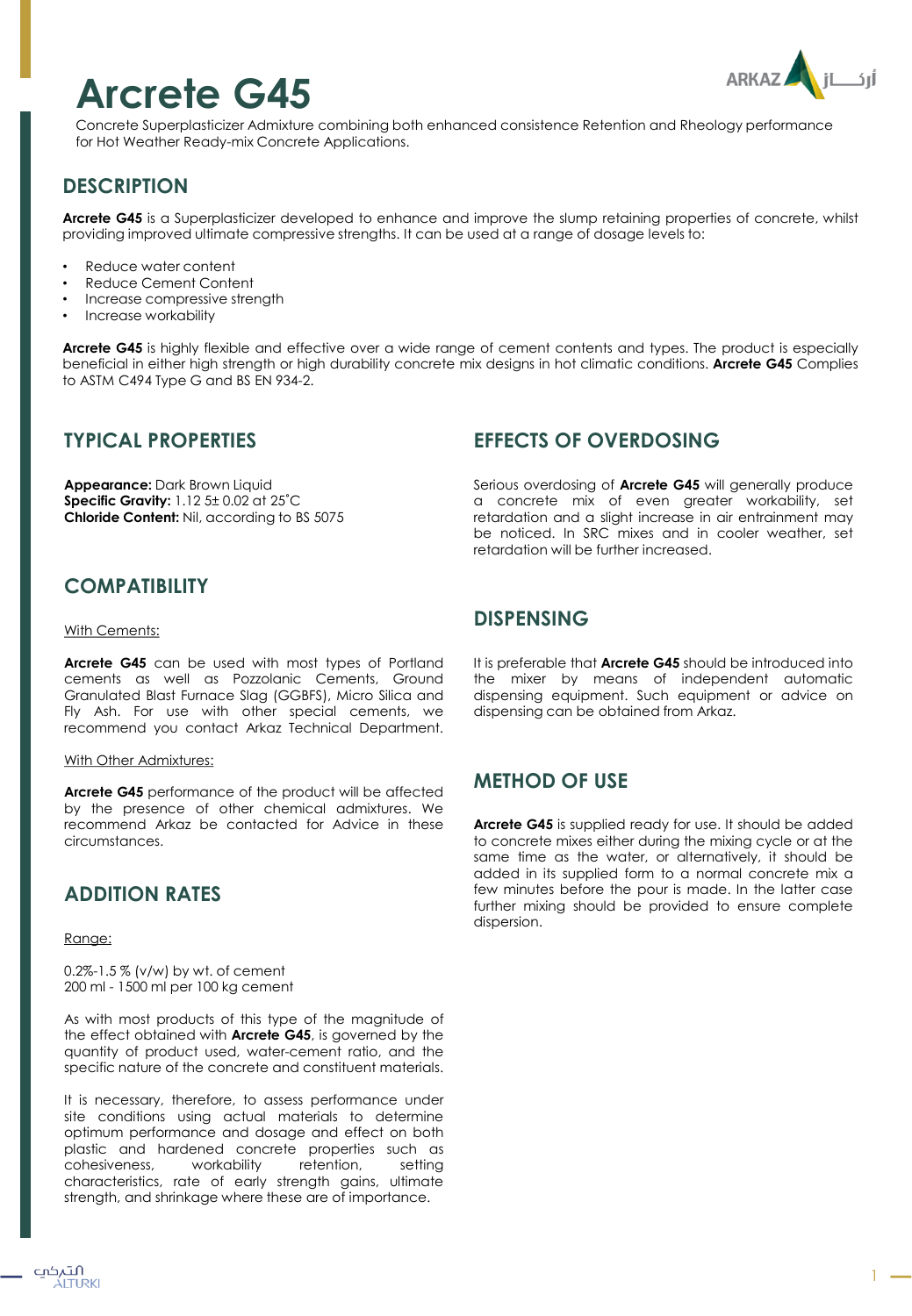# Arcrete G45

Concrete Superplasticizer Admixture combining both enhanced consistence Retention and Rheology performance for Hot Weather Ready-mix Concrete Applications.

## DESCRIPTION

**Arcrete G45** is a Superplasticizer developed to enhance and improve the slump retaining properties of concrete, whilst providing improved ultimate compressive strengths. It can be used at a range of dosage levels to:

- Reduce water content
- Reduce Cement Content
- Increase compressive strength
- Increase workability

**Arcrete G45** is highly flexible and effective over a wide range of cement contents and types. The product is especially beneficial in either high strength or high durability concrete mix designs in hot climatic conditions. **Arcrete G45** Complies to ASTM C494 Type G and BS EN 934-2.

## TYPICAL PROPERTIES

**Appearance:** Dark Brown Liquid
**Specific Gravity:** 1.12 5± 0.02 at 25˚C
**Chloride Content:** Nil, according to BS 5075

## COMPATIBILITY

With Cements:

**Arcrete G45** can be used with most types of Portland cements as well as Pozzolanic Cements, Ground Granulated Blast Furnace Slag (GGBFS), Micro Silica and Fly Ash. For use with other special cements, we recommend you contact Arkaz Technical Department.

With Other Admixtures:

**Arcrete G45** performance of the product will be affected by the presence of other chemical admixtures. We recommend Arkaz be contacted for Advice in these circumstances.

## ADDITION RATES

Range:

0.2%-1.5 % (v/w) by wt. of cement
200 ml - 1500 ml per 100 kg cement

As with most products of this type of the magnitude of the effect obtained with **Arcrete G45**, is governed by the quantity of product used, water-cement ratio, and the specific nature of the concrete and constituent materials.

It is necessary, therefore, to assess performance under site conditions using actual materials to determine optimum performance and dosage and effect on both plastic and hardened concrete properties such as cohesiveness, workability retention, setting characteristics, rate of early strength gains, ultimate strength, and shrinkage where these are of importance.

## EFFECTS OF OVERDOSING

Serious overdosing of **Arcrete G45** will generally produce a concrete mix of even greater workability, set retardation and a slight increase in air entrainment may be noticed. In SRC mixes and in cooler weather, set retardation will be further increased.

## DISPENSING

It is preferable that **Arcrete G45** should be introduced into the mixer by means of independent automatic dispensing equipment. Such equipment or advice on dispensing can be obtained from Arkaz.

## METHOD OF USE

**Arcrete G45** is supplied ready for use. It should be added to concrete mixes either during the mixing cycle or at the same time as the water, or alternatively, it should be added in its supplied form to a normal concrete mix a few minutes before the pour is made. In the latter case further mixing should be provided to ensure complete dispersion.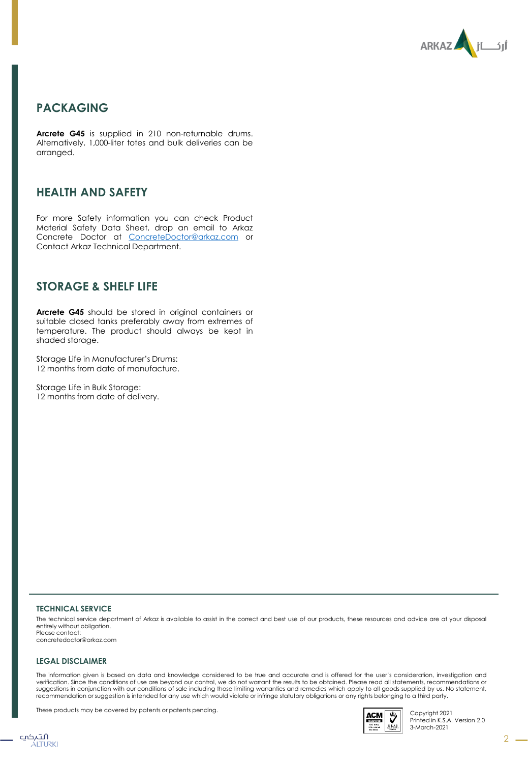## PACKAGING

**Arcrete G45** is supplied in 210 non-returnable drums. Alternatively, 1,000-liter totes and bulk deliveries can be arranged.

## HEALTH AND SAFETY

For more Safety information you can check Product Material Safety Data Sheet, drop an email to Arkaz Concrete Doctor at ConcreteDoctor@arkaz.com or Contact Arkaz Technical Department.

## STORAGE & SHELF LIFE

**Arcrete G45** should be stored in original containers or suitable closed tanks preferably away from extremes of temperature. The product should always be kept in shaded storage.

Storage Life in Manufacturer's Drums:
12 months from date of manufacture.

Storage Life in Bulk Storage:
12 months from date of delivery.

### TECHNICAL SERVICE

The technical service department of Arkaz is available to assist in the correct and best use of our products, these resources and advice are at your disposal entirely without obligation.
Please contact:
concretedoctor@arkaz.com

### LEGAL DISCLAIMER

The information given is based on data and knowledge considered to be true and accurate and is offered for the user's consideration, investigation and verification. Since the conditions of use are beyond our control, we do not warrant the results to be obtained. Please read all statements, recommendations or suggestions in conjunction with our conditions of sale including those limiting warranties and remedies which apply to all goods supplied by us. No statement, recommendation or suggestion is intended for any use which would violate or infringe statutory obligations or any rights belonging to a third party.

These products may be covered by patents or patents pending.

Copyright 2021
Printed in K.S.A. Version 2.0
3-March-2021